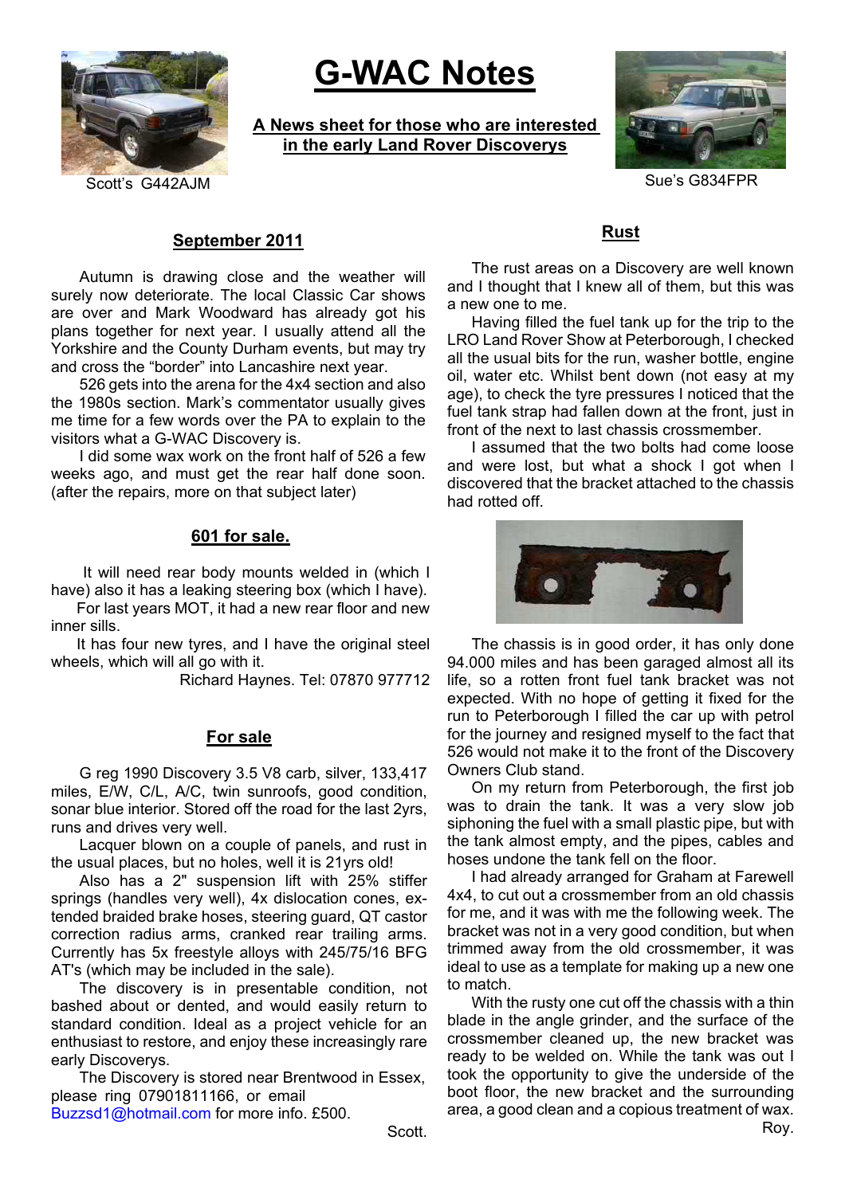# G-WAC Notes

**A News sheet for those who are interested in the early Land Rover Discoverys**

Scott's G442AJM

Sue's G834FPR

## September 2011

Autumn is drawing close and the weather will surely now deteriorate. The local Classic Car shows are over and Mark Woodward has already got his plans together for next year. I usually attend all the Yorkshire and the County Durham events, but may try and cross the "border" into Lancashire next year.

526 gets into the arena for the 4x4 section and also the 1980s section. Mark's commentator usually gives me time for a few words over the PA to explain to the visitors what a G-WAC Discovery is.

I did some wax work on the front half of 526 a few weeks ago, and must get the rear half done soon. (after the repairs, more on that subject later)

## 601 for sale.

It will need rear body mounts welded in (which I have) also it has a leaking steering box (which I have).

For last years MOT, it had a new rear floor and new inner sills.

It has four new tyres, and I have the original steel wheels, which will all go with it.

Richard Haynes. Tel: 07870 977712

## For sale

G reg 1990 Discovery 3.5 V8 carb, silver, 133,417 miles, E/W, C/L, A/C, twin sunroofs, good condition, sonar blue interior. Stored off the road for the last 2yrs, runs and drives very well.

Lacquer blown on a couple of panels, and rust in the usual places, but no holes, well it is 21yrs old!

Also has a 2" suspension lift with 25% stiffer springs (handles very well), 4x dislocation cones, extended braided brake hoses, steering guard, QT castor correction radius arms, cranked rear trailing arms. Currently has 5x freestyle alloys with 245/75/16 BFG AT's (which may be included in the sale).

The discovery is in presentable condition, not bashed about or dented, and would easily return to standard condition. Ideal as a project vehicle for an enthusiast to restore, and enjoy these increasingly rare early Discoverys.

The Discovery is stored near Brentwood in Essex, please ring 07901811166, or email Buzzsd1@hotmail.com for more info. £500.

Scott.

## Rust

The rust areas on a Discovery are well known and I thought that I knew all of them, but this was a new one to me.

Having filled the fuel tank up for the trip to the LRO Land Rover Show at Peterborough, I checked all the usual bits for the run, washer bottle, engine oil, water etc. Whilst bent down (not easy at my age), to check the tyre pressures I noticed that the fuel tank strap had fallen down at the front, just in front of the next to last chassis crossmember.

I assumed that the two bolts had come loose and were lost, but what a shock I got when I discovered that the bracket attached to the chassis had rotted off.

The chassis is in good order, it has only done 94.000 miles and has been garaged almost all its life, so a rotten front fuel tank bracket was not expected. With no hope of getting it fixed for the run to Peterborough I filled the car up with petrol for the journey and resigned myself to the fact that 526 would not make it to the front of the Discovery Owners Club stand.

On my return from Peterborough, the first job was to drain the tank. It was a very slow job siphoning the fuel with a small plastic pipe, but with the tank almost empty, and the pipes, cables and hoses undone the tank fell on the floor.

I had already arranged for Graham at Farewell 4x4, to cut out a crossmember from an old chassis for me, and it was with me the following week. The bracket was not in a very good condition, but when trimmed away from the old crossmember, it was ideal to use as a template for making up a new one to match.

With the rusty one cut off the chassis with a thin blade in the angle grinder, and the surface of the crossmember cleaned up, the new bracket was ready to be welded on. While the tank was out I took the opportunity to give the underside of the boot floor, the new bracket and the surrounding area, a good clean and a copious treatment of wax.

Roy.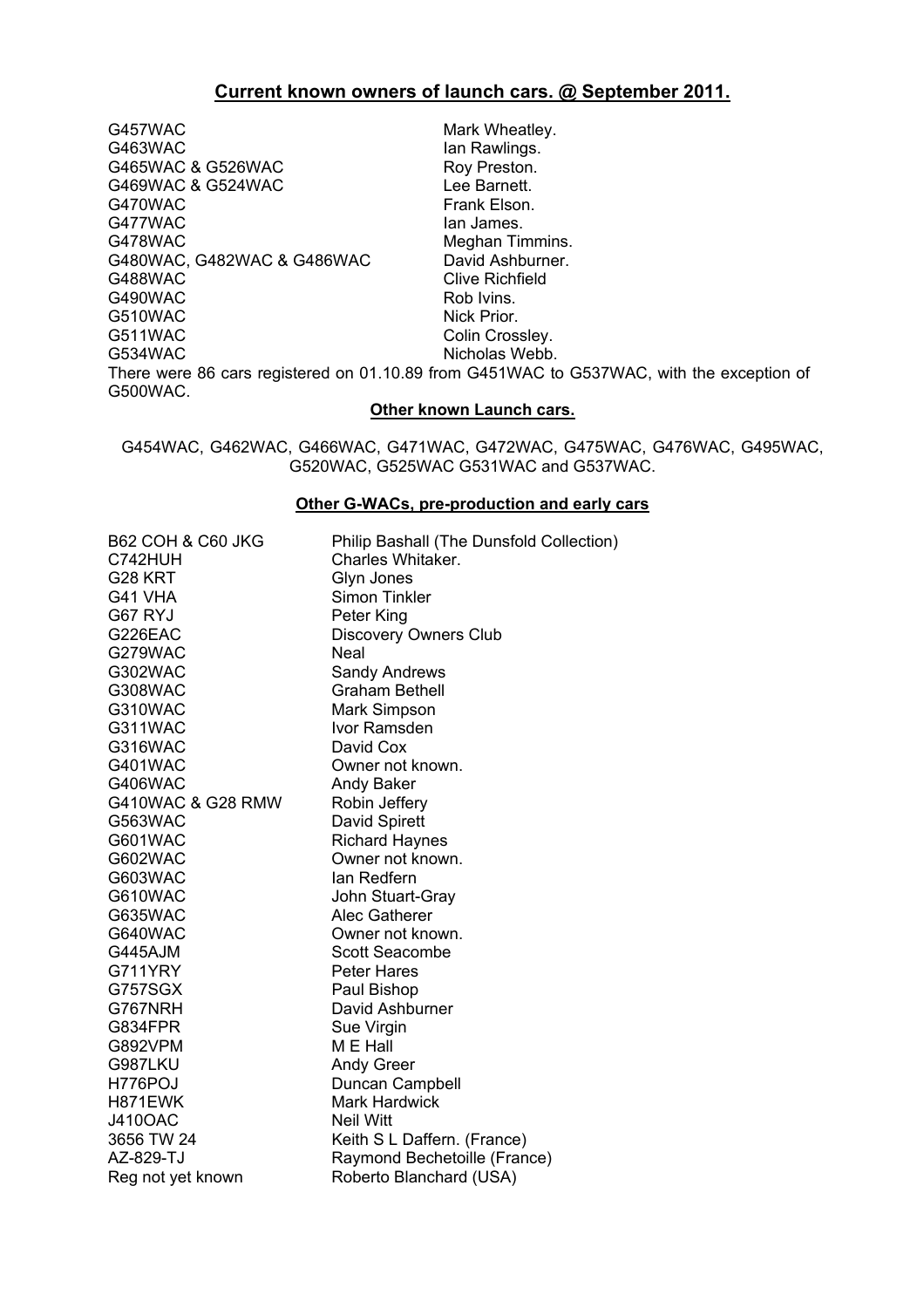## Current known owners of launch cars. @ September 2011.

| | |
|---|---|
| G457WAC | Mark Wheatley. |
| G463WAC | Ian Rawlings. |
| G465WAC & G526WAC | Roy Preston. |
| G469WAC & G524WAC | Lee Barnett. |
| G470WAC | Frank Elson. |
| G477WAC | Ian James. |
| G478WAC | Meghan Timmins. |
| G480WAC, G482WAC & G486WAC | David Ashburner. |
| G488WAC | Clive Richfield |
| G490WAC | Rob Ivins. |
| G510WAC | Nick Prior. |
| G511WAC | Colin Crossley. |
| G534WAC | Nicholas Webb. |

There were 86 cars registered on 01.10.89 from G451WAC to G537WAC, with the exception of G500WAC.

### Other known Launch cars.

G454WAC, G462WAC, G466WAC, G471WAC, G472WAC, G475WAC, G476WAC, G495WAC, G520WAC, G525WAC G531WAC and G537WAC.

### Other G-WACs, pre-production and early cars

| | |
|---|---|
| B62 COH & C60 JKG | Philip Bashall (The Dunsfold Collection) |
| C742HUH | Charles Whitaker. |
| G28 KRT | Glyn Jones |
| G41 VHA | Simon Tinkler |
| G67 RYJ | Peter King |
| G226EAC | Discovery Owners Club |
| G279WAC | Neal |
| G302WAC | Sandy Andrews |
| G308WAC | Graham Bethell |
| G310WAC | Mark Simpson |
| G311WAC | Ivor Ramsden |
| G316WAC | David Cox |
| G401WAC | Owner not known. |
| G406WAC | Andy Baker |
| G410WAC & G28 RMW | Robin Jeffery |
| G563WAC | David Spirett |
| G601WAC | Richard Haynes |
| G602WAC | Owner not known. |
| G603WAC | Ian Redfern |
| G610WAC | John Stuart-Gray |
| G635WAC | Alec Gatherer |
| G640WAC | Owner not known. |
| G445AJM | Scott Seacombe |
| G711YRY | Peter Hares |
| G757SGX | Paul Bishop |
| G767NRH | David Ashburner |
| G834FPR | Sue Virgin |
| G892VPM | M E Hall |
| G987LKU | Andy Greer |
| H776POJ | Duncan Campbell |
| H871EWK | Mark Hardwick |
| J410OAC | Neil Witt |
| 3656 TW 24 | Keith S L Daffern. (France) |
| AZ-829-TJ | Raymond Bechetoille (France) |
| Reg not yet known | Roberto Blanchard (USA) |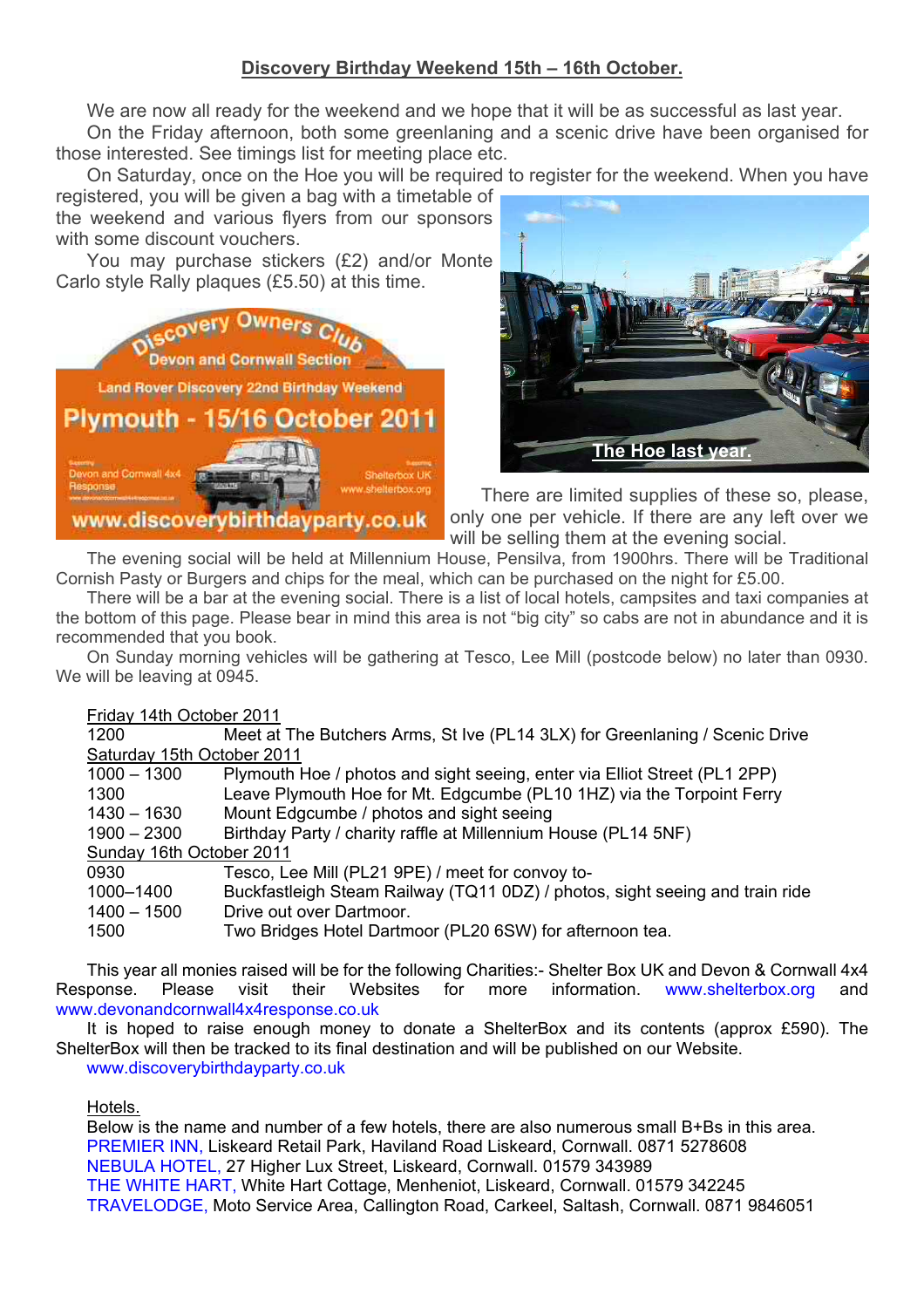## Discovery Birthday Weekend 15th – 16th October.

We are now all ready for the weekend and we hope that it will be as successful as last year.

On the Friday afternoon, both some greenlaning and a scenic drive have been organised for those interested. See timings list for meeting place etc.

On Saturday, once on the Hoe you will be required to register for the weekend. When you have registered, you will be given a bag with a timetable of the weekend and various flyers from our sponsors with some discount vouchers.

You may purchase stickers (£2) and/or Monte Carlo style Rally plaques (£5.50) at this time.

The Hoe last year.

There are limited supplies of these so, please, only one per vehicle. If there are any left over we will be selling them at the evening social.

The evening social will be held at Millennium House, Pensilva, from 1900hrs. There will be Traditional Cornish Pasty or Burgers and chips for the meal, which can be purchased on the night for £5.00.

There will be a bar at the evening social. There is a list of local hotels, campsites and taxi companies at the bottom of this page. Please bear in mind this area is not "big city" so cabs are not in abundance and it is recommended that you book.

On Sunday morning vehicles will be gathering at Tesco, Lee Mill (postcode below) no later than 0930. We will be leaving at 0945.

**Friday 14th October 2011**

| | |
|---|---|
| 1200 | Meet at The Butchers Arms, St Ive (PL14 3LX) for Greenlaning / Scenic Drive |

**Saturday 15th October 2011**

| | |
|---|---|
| 1000 – 1300 | Plymouth Hoe / photos and sight seeing, enter via Elliot Street (PL1 2PP) |
| 1300 | Leave Plymouth Hoe for Mt. Edgcumbe (PL10 1HZ) via the Torpoint Ferry |
| 1430 – 1630 | Mount Edgcumbe / photos and sight seeing |
| 1900 – 2300 | Birthday Party / charity raffle at Millennium House (PL14 5NF) |

**Sunday 16th October 2011**

| | |
|---|---|
| 0930 | Tesco, Lee Mill (PL21 9PE) / meet for convoy to- |
| 1000–1400 | Buckfastleigh Steam Railway (TQ11 0DZ) / photos, sight seeing and train ride |
| 1400 – 1500 | Drive out over Dartmoor. |
| 1500 | Two Bridges Hotel Dartmoor (PL20 6SW) for afternoon tea. |

This year all monies raised will be for the following Charities:- Shelter Box UK and Devon & Cornwall 4x4 Response. Please visit their Websites for more information. www.shelterbox.org and www.devonandcornwall4x4response.co.uk

It is hoped to raise enough money to donate a ShelterBox and its contents (approx £590). The ShelterBox will then be tracked to its final destination and will be published on our Website. www.discoverybirthdayparty.co.uk

**Hotels.**

Below is the name and number of a few hotels, there are also numerous small B+Bs in this area.

PREMIER INN, Liskeard Retail Park, Haviland Road Liskeard, Cornwall. 0871 5278608
NEBULA HOTEL, 27 Higher Lux Street, Liskeard, Cornwall. 01579 343989
THE WHITE HART, White Hart Cottage, Menheniot, Liskeard, Cornwall. 01579 342245
TRAVELODGE, Moto Service Area, Callington Road, Carkeel, Saltash, Cornwall. 0871 9846051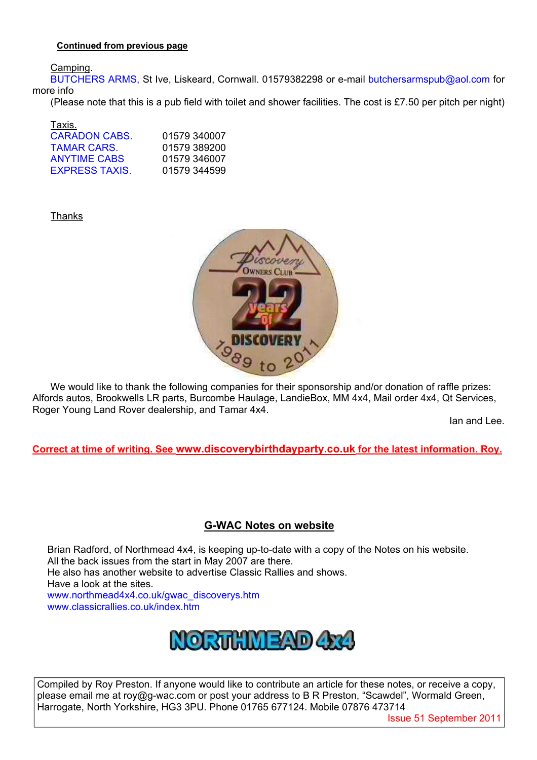**Continued from previous page**

Camping.

BUTCHERS ARMS, St Ive, Liskeard, Cornwall. 01579382298 or e-mail butchersarmspub@aol.com for more info

(Please note that this is a pub field with toilet and shower facilities. The cost is £7.50 per pitch per night)

Taxis.

| | |
|---|---|
| CARADON CABS. | 01579 340007 |
| TAMAR CARS. | 01579 389200 |
| ANYTIME CABS | 01579 346007 |
| EXPRESS TAXIS. | 01579 344599 |

Thanks

We would like to thank the following companies for their sponsorship and/or donation of raffle prizes: Alfords autos, Brookwells LR parts, Burcombe Haulage, LandieBox, MM 4x4, Mail order 4x4, Qt Services, Roger Young Land Rover dealership, and Tamar 4x4.

Ian and Lee.

**Correct at time of writing. See www.discoverybirthdayparty.co.uk for the latest information. Roy.**

## G-WAC Notes on website

Brian Radford, of Northmead 4x4, is keeping up-to-date with a copy of the Notes on his website.
All the back issues from the start in May 2007 are there.
He also has another website to advertise Classic Rallies and shows.
Have a look at the sites.
www.northmead4x4.co.uk/gwac_discoverys.htm
www.classicrallies.co.uk/index.htm

NORTHMEAD 4x4

Compiled by Roy Preston. If anyone would like to contribute an article for these notes, or receive a copy, please email me at roy@g-wac.com or post your address to B R Preston, "Scawdel", Wormald Green, Harrogate, North Yorkshire, HG3 3PU. Phone 01765 677124. Mobile 07876 473714

Issue 51 September 2011